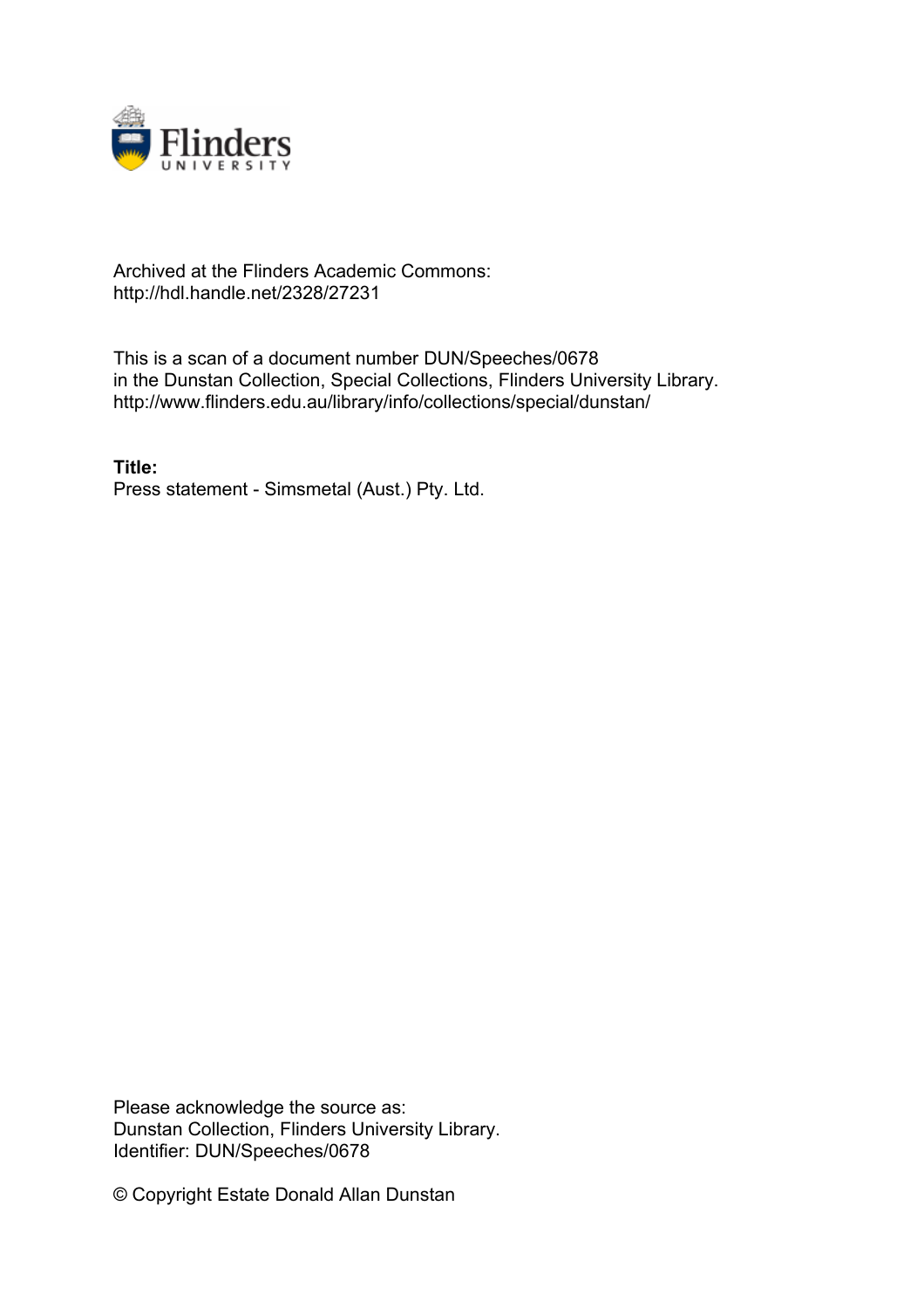Archived at the Flinders Academic Commons:
http://hdl.handle.net/2328/27231

This is a scan of a document number DUN/Speeches/0678
in the Dunstan Collection, Special Collections, Flinders University Library.
http://www.flinders.edu.au/library/info/collections/special/dunstan/

**Title:**
Press statement - Simsmetal (Aust.) Pty. Ltd.

Please acknowledge the source as:
Dunstan Collection, Flinders University Library.
Identifier: DUN/Speeches/0678

© Copyright Estate Donald Allan Dunstan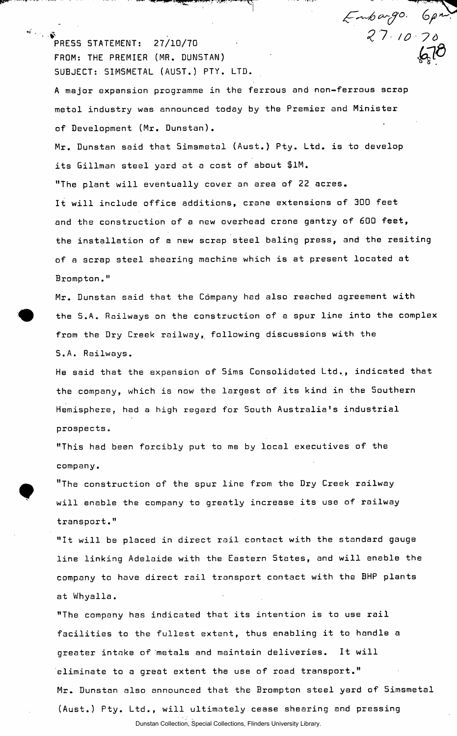Embargo. 6pm 27.10.70

678

PRESS STATEMENT: 27/10/70

FROM: THE PREMIER (MR. DUNSTAN)

SUBJECT: SIMSMETAL (AUST.) PTY. LTD.

A major expansion programme in the ferrous and non-ferrous scrap metal industry was announced today by the Premier and Minister of Development (Mr. Dunstan).

Mr. Dunstan said that Simsmetal (Aust.) Pty. Ltd. is to develop its Gillman steel yard at a cost of about $1M.

"The plant will eventually cover an area of 22 acres.

It will include office additions, crane extensions of 300 feet and the construction of a new overhead crane gantry of 600 feet, the installation of a new scrap steel baling press, and the resiting of a scrap steel shearing machine which is at present located at Brompton."

Mr. Dunstan said that the Company had also reached agreement with the S.A. Railways on the construction of a spur line into the complex from the Dry Creek railway, following discussions with the S.A. Railways.

He said that the expansion of Sims Consolidated Ltd., indicated that the company, which is now the largest of its kind in the Southern Hemisphere, had a high regard for South Australia's industrial prospects.

"This had been forcibly put to me by local executives of the company.

"The construction of the spur line from the Dry Creek railway will enable the company to greatly increase its use of railway transport."

"It will be placed in direct rail contact with the standard gauge line linking Adelaide with the Eastern States, and will enable the company to have direct rail transport contact with the BHP plants at Whyalla.

"The company has indicated that its intention is to use rail facilities to the fullest extent, thus enabling it to handle a greater intake of metals and maintain deliveries. It will eliminate to a great extent the use of road transport."

Mr. Dunstan also announced that the Brompton steel yard of Simsmetal (Aust.) Pty. Ltd., will ultimately cease shearing and pressing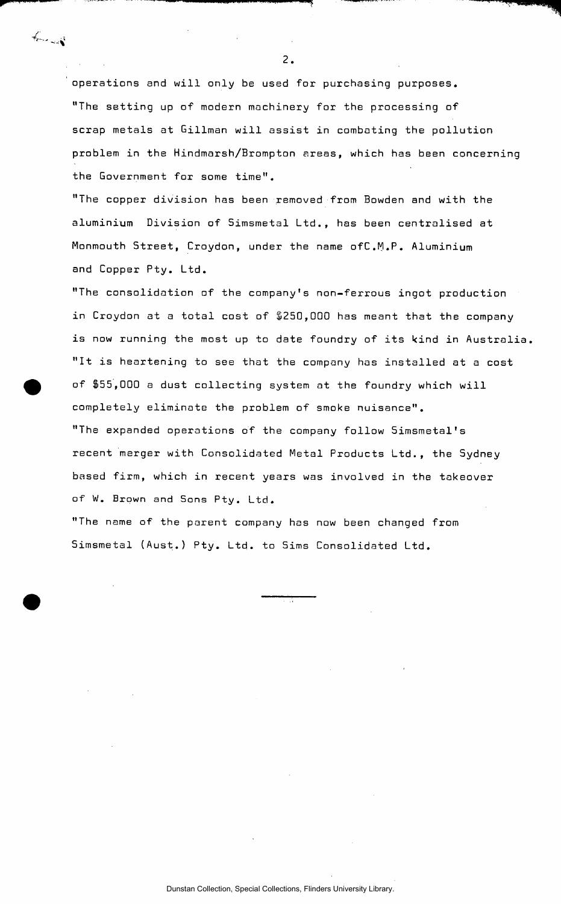operations and will only be used for purchasing purposes.

"The setting up of modern machinery for the processing of scrap metals at Gillman will assist in combating the pollution problem in the Hindmarsh/Brompton areas, which has been concerning the Government for some time".

"The copper division has been removed from Bowden and with the aluminium Division of Simsmetal Ltd., has been centralised at Monmouth Street, Croydon, under the name ofC.M.P. Aluminium and Copper Pty. Ltd.

"The consolidation of the company's non-ferrous ingot production in Croydon at a total cost of $250,000 has meant that the company is now running the most up to date foundry of its kind in Australia.

"It is heartening to see that the company has installed at a cost of $55,000 a dust collecting system at the foundry which will completely eliminate the problem of smoke nuisance".

"The expanded operations of the company follow Simsmetal's recent merger with Consolidated Metal Products Ltd., the Sydney based firm, which in recent years was involved in the takeover of W. Brown and Sons Pty. Ltd.

"The name of the parent company has now been changed from Simsmetal (Aust.) Pty. Ltd. to Sims Consolidated Ltd.

---

Dunstan Collection, Special Collections, Flinders University Library.